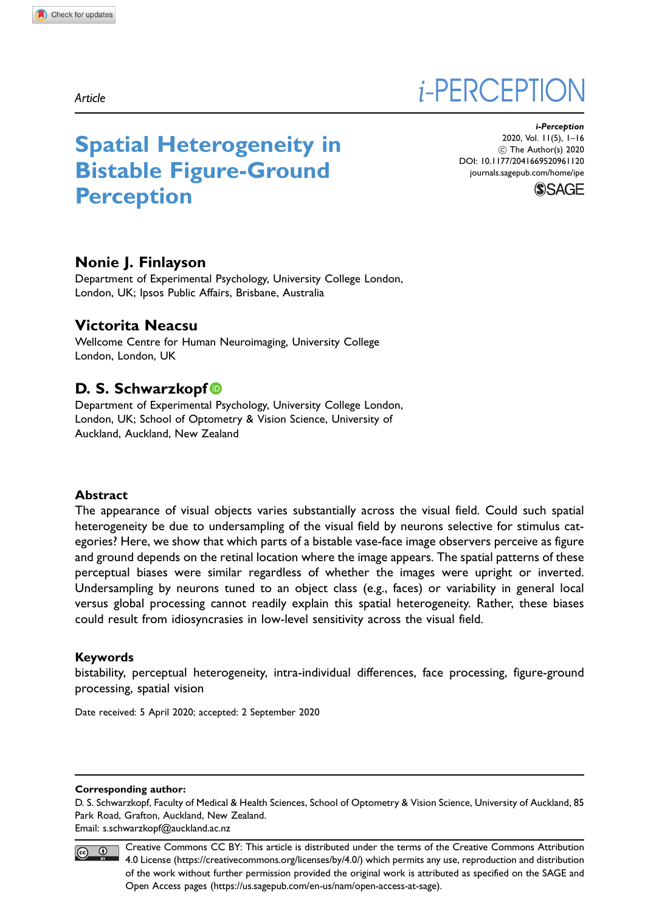Article

# Spatial Heterogeneity in Bistable Figure-Ground Perception

*i-Perception*
2020, Vol. 11(5), 1–16
© The Author(s) 2020
DOI: 10.1177/2041669520961120
journals.sagepub.com/home/ipe

## Nonie J. Finlayson

Department of Experimental Psychology, University College London, London, UK; Ipsos Public Affairs, Brisbane, Australia

## Victorita Neacsu

Wellcome Centre for Human Neuroimaging, University College London, London, UK

## D. S. Schwarzkopf

Department of Experimental Psychology, University College London, London, UK; School of Optometry & Vision Science, University of Auckland, Auckland, New Zealand

### Abstract

The appearance of visual objects varies substantially across the visual field. Could such spatial heterogeneity be due to undersampling of the visual field by neurons selective for stimulus categories? Here, we show that which parts of a bistable vase-face image observers perceive as figure and ground depends on the retinal location where the image appears. The spatial patterns of these perceptual biases were similar regardless of whether the images were upright or inverted. Undersampling by neurons tuned to an object class (e.g., faces) or variability in general local versus global processing cannot readily explain this spatial heterogeneity. Rather, these biases could result from idiosyncrasies in low-level sensitivity across the visual field.

### Keywords

bistability, perceptual heterogeneity, intra-individual differences, face processing, figure-ground processing, spatial vision

Date received: 5 April 2020; accepted: 2 September 2020

**Corresponding author:**
D. S. Schwarzkopf, Faculty of Medical & Health Sciences, School of Optometry & Vision Science, University of Auckland, 85 Park Road, Grafton, Auckland, New Zealand.
Email: s.schwarzkopf@auckland.ac.nz

Creative Commons CC BY: This article is distributed under the terms of the Creative Commons Attribution 4.0 License (https://creativecommons.org/licenses/by/4.0/) which permits any use, reproduction and distribution of the work without further permission provided the original work is attributed as specified on the SAGE and Open Access pages (https://us.sagepub.com/en-us/nam/open-access-at-sage).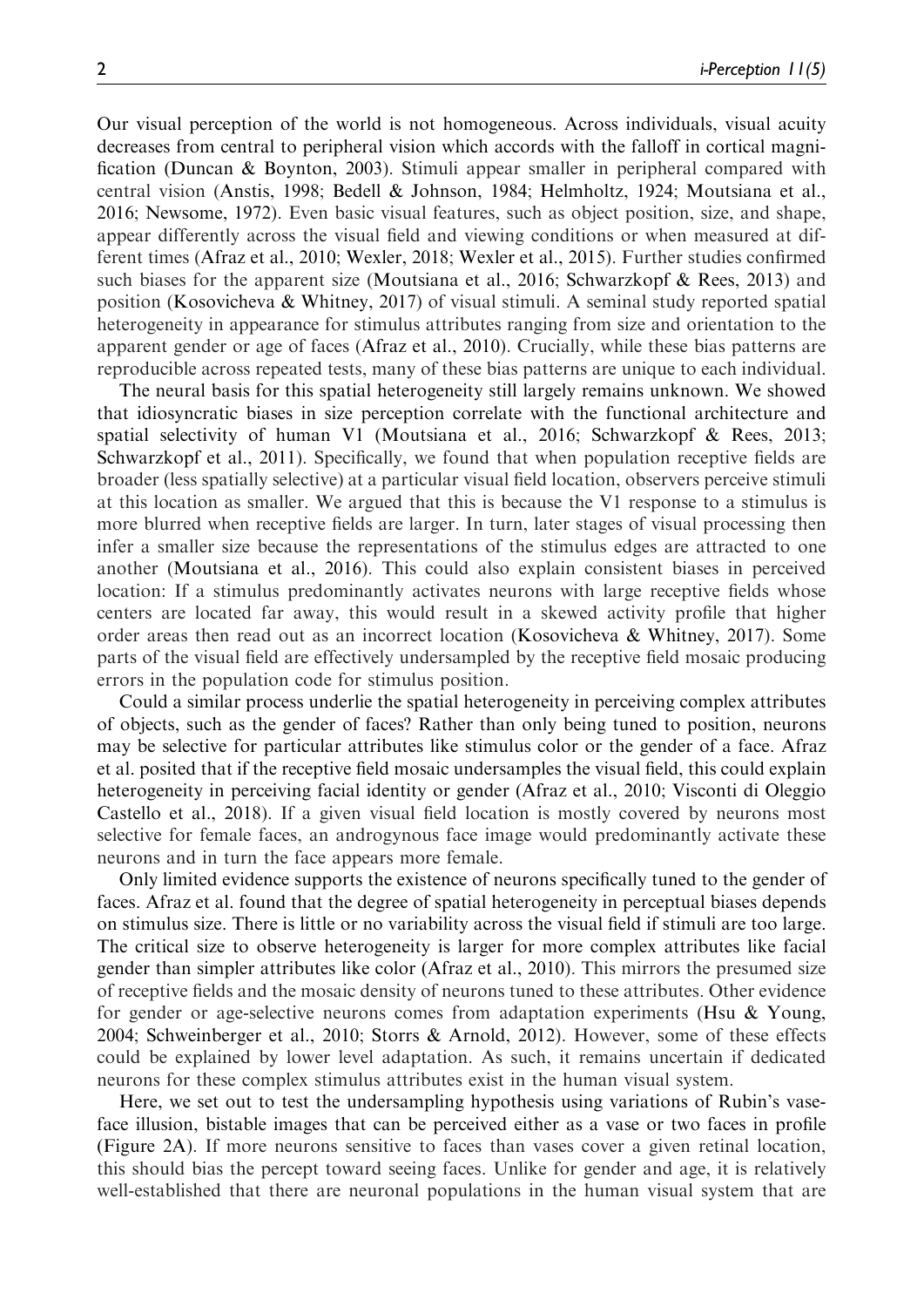Our visual perception of the world is not homogeneous. Across individuals, visual acuity decreases from central to peripheral vision which accords with the falloff in cortical magnification (Duncan & Boynton, 2003). Stimuli appear smaller in peripheral compared with central vision (Anstis, 1998; Bedell & Johnson, 1984; Helmholtz, 1924; Moutsiana et al., 2016; Newsome, 1972). Even basic visual features, such as object position, size, and shape, appear differently across the visual field and viewing conditions or when measured at different times (Afraz et al., 2010; Wexler, 2018; Wexler et al., 2015). Further studies confirmed such biases for the apparent size (Moutsiana et al., 2016; Schwarzkopf & Rees, 2013) and position (Kosovicheva & Whitney, 2017) of visual stimuli. A seminal study reported spatial heterogeneity in appearance for stimulus attributes ranging from size and orientation to the apparent gender or age of faces (Afraz et al., 2010). Crucially, while these bias patterns are reproducible across repeated tests, many of these bias patterns are unique to each individual.

The neural basis for this spatial heterogeneity still largely remains unknown. We showed that idiosyncratic biases in size perception correlate with the functional architecture and spatial selectivity of human V1 (Moutsiana et al., 2016; Schwarzkopf & Rees, 2013; Schwarzkopf et al., 2011). Specifically, we found that when population receptive fields are broader (less spatially selective) at a particular visual field location, observers perceive stimuli at this location as smaller. We argued that this is because the V1 response to a stimulus is more blurred when receptive fields are larger. In turn, later stages of visual processing then infer a smaller size because the representations of the stimulus edges are attracted to one another (Moutsiana et al., 2016). This could also explain consistent biases in perceived location: If a stimulus predominantly activates neurons with large receptive fields whose centers are located far away, this would result in a skewed activity profile that higher order areas then read out as an incorrect location (Kosovicheva & Whitney, 2017). Some parts of the visual field are effectively undersampled by the receptive field mosaic producing errors in the population code for stimulus position.

Could a similar process underlie the spatial heterogeneity in perceiving complex attributes of objects, such as the gender of faces? Rather than only being tuned to position, neurons may be selective for particular attributes like stimulus color or the gender of a face. Afraz et al. posited that if the receptive field mosaic undersamples the visual field, this could explain heterogeneity in perceiving facial identity or gender (Afraz et al., 2010; Visconti di Oleggio Castello et al., 2018). If a given visual field location is mostly covered by neurons most selective for female faces, an androgynous face image would predominantly activate these neurons and in turn the face appears more female.

Only limited evidence supports the existence of neurons specifically tuned to the gender of faces. Afraz et al. found that the degree of spatial heterogeneity in perceptual biases depends on stimulus size. There is little or no variability across the visual field if stimuli are too large. The critical size to observe heterogeneity is larger for more complex attributes like facial gender than simpler attributes like color (Afraz et al., 2010). This mirrors the presumed size of receptive fields and the mosaic density of neurons tuned to these attributes. Other evidence for gender or age-selective neurons comes from adaptation experiments (Hsu & Young, 2004; Schweinberger et al., 2010; Storrs & Arnold, 2012). However, some of these effects could be explained by lower level adaptation. As such, it remains uncertain if dedicated neurons for these complex stimulus attributes exist in the human visual system.

Here, we set out to test the undersampling hypothesis using variations of Rubin's vase-face illusion, bistable images that can be perceived either as a vase or two faces in profile (Figure 2A). If more neurons sensitive to faces than vases cover a given retinal location, this should bias the percept toward seeing faces. Unlike for gender and age, it is relatively well-established that there are neuronal populations in the human visual system that are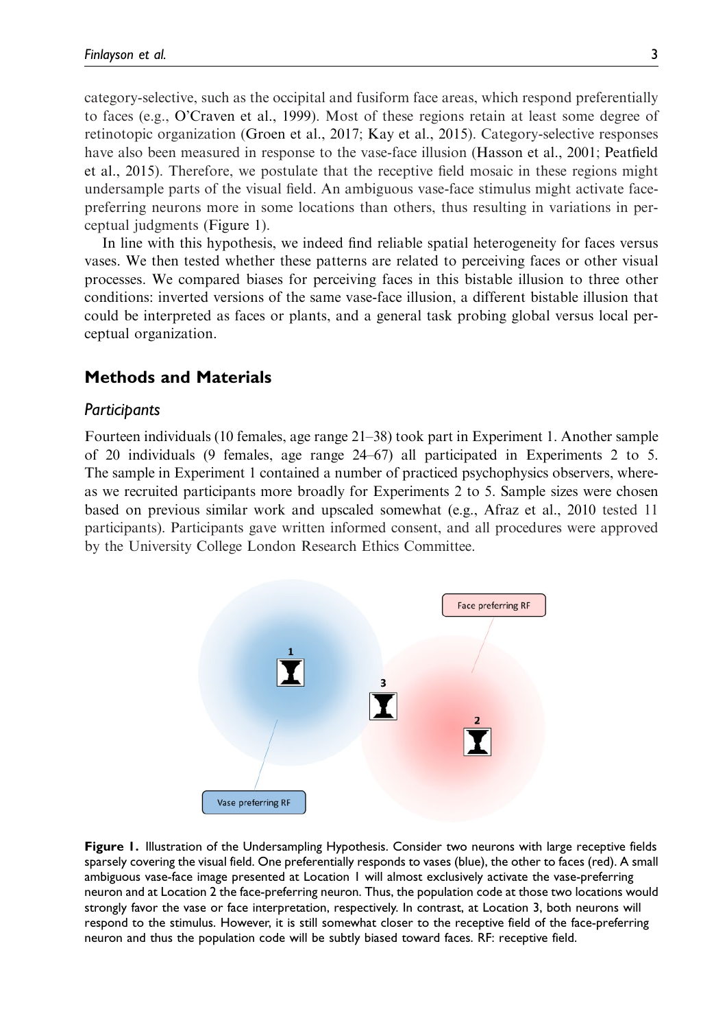category-selective, such as the occipital and fusiform face areas, which respond preferentially to faces (e.g., O'Craven et al., 1999). Most of these regions retain at least some degree of retinotopic organization (Groen et al., 2017; Kay et al., 2015). Category-selective responses have also been measured in response to the vase-face illusion (Hasson et al., 2001; Peatfield et al., 2015). Therefore, we postulate that the receptive field mosaic in these regions might undersample parts of the visual field. An ambiguous vase-face stimulus might activate face-preferring neurons more in some locations than others, thus resulting in variations in perceptual judgments (Figure 1).

In line with this hypothesis, we indeed find reliable spatial heterogeneity for faces versus vases. We then tested whether these patterns are related to perceiving faces or other visual processes. We compared biases for perceiving faces in this bistable illusion to three other conditions: inverted versions of the same vase-face illusion, a different bistable illusion that could be interpreted as faces or plants, and a general task probing global versus local perceptual organization.

## Methods and Materials

### *Participants*

Fourteen individuals (10 females, age range 21–38) took part in Experiment 1. Another sample of 20 individuals (9 females, age range 24–67) all participated in Experiments 2 to 5. The sample in Experiment 1 contained a number of practiced psychophysics observers, whereas we recruited participants more broadly for Experiments 2 to 5. Sample sizes were chosen based on previous similar work and upscaled somewhat (e.g., Afraz et al., 2010 tested 11 participants). Participants gave written informed consent, and all procedures were approved by the University College London Research Ethics Committee.

Face preferring RF

1

3

2

Vase preferring RF

**Figure 1.** Illustration of the Undersampling Hypothesis. Consider two neurons with large receptive fields sparsely covering the visual field. One preferentially responds to vases (blue), the other to faces (red). A small ambiguous vase-face image presented at Location 1 will almost exclusively activate the vase-preferring neuron and at Location 2 the face-preferring neuron. Thus, the population code at those two locations would strongly favor the vase or face interpretation, respectively. In contrast, at Location 3, both neurons will respond to the stimulus. However, it is still somewhat closer to the receptive field of the face-preferring neuron and thus the population code will be subtly biased toward faces. RF: receptive field.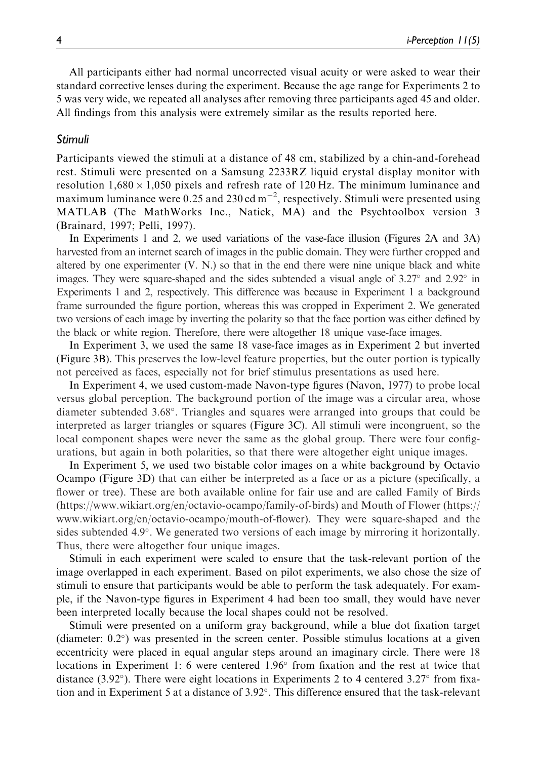All participants either had normal uncorrected visual acuity or were asked to wear their standard corrective lenses during the experiment. Because the age range for Experiments 2 to 5 was very wide, we repeated all analyses after removing three participants aged 45 and older. All findings from this analysis were extremely similar as the results reported here.

### *Stimuli*

Participants viewed the stimuli at a distance of 48 cm, stabilized by a chin-and-forehead rest. Stimuli were presented on a Samsung 2233RZ liquid crystal display monitor with resolution $1,680 \times 1,050$ pixels and refresh rate of 120 Hz. The minimum luminance and maximum luminance were 0.25 and $230\,\text{cd m}^{-2}$, respectively. Stimuli were presented using MATLAB (The MathWorks Inc., Natick, MA) and the Psychtoolbox version 3 (Brainard, 1997; Pelli, 1997).

In Experiments 1 and 2, we used variations of the vase-face illusion (Figures 2A and 3A) harvested from an internet search of images in the public domain. They were further cropped and altered by one experimenter (V. N.) so that in the end there were nine unique black and white images. They were square-shaped and the sides subtended a visual angle of 3.27° and 2.92° in Experiments 1 and 2, respectively. This difference was because in Experiment 1 a background frame surrounded the figure portion, whereas this was cropped in Experiment 2. We generated two versions of each image by inverting the polarity so that the face portion was either defined by the black or white region. Therefore, there were altogether 18 unique vase-face images.

In Experiment 3, we used the same 18 vase-face images as in Experiment 2 but inverted (Figure 3B). This preserves the low-level feature properties, but the outer portion is typically not perceived as faces, especially not for brief stimulus presentations as used here.

In Experiment 4, we used custom-made Navon-type figures (Navon, 1977) to probe local versus global perception. The background portion of the image was a circular area, whose diameter subtended 3.68°. Triangles and squares were arranged into groups that could be interpreted as larger triangles or squares (Figure 3C). All stimuli were incongruent, so the local component shapes were never the same as the global group. There were four configurations, but again in both polarities, so that there were altogether eight unique images.

In Experiment 5, we used two bistable color images on a white background by Octavio Ocampo (Figure 3D) that can either be interpreted as a face or as a picture (specifically, a flower or tree). These are both available online for fair use and are called Family of Birds (https://www.wikiart.org/en/octavio-ocampo/family-of-birds) and Mouth of Flower (https://www.wikiart.org/en/octavio-ocampo/mouth-of-flower). They were square-shaped and the sides subtended 4.9°. We generated two versions of each image by mirroring it horizontally. Thus, there were altogether four unique images.

Stimuli in each experiment were scaled to ensure that the task-relevant portion of the image overlapped in each experiment. Based on pilot experiments, we also chose the size of stimuli to ensure that participants would be able to perform the task adequately. For example, if the Navon-type figures in Experiment 4 had been too small, they would have never been interpreted locally because the local shapes could not be resolved.

Stimuli were presented on a uniform gray background, while a blue dot fixation target (diameter: 0.2°) was presented in the screen center. Possible stimulus locations at a given eccentricity were placed in equal angular steps around an imaginary circle. There were 18 locations in Experiment 1: 6 were centered 1.96° from fixation and the rest at twice that distance (3.92°). There were eight locations in Experiments 2 to 4 centered 3.27° from fixation and in Experiment 5 at a distance of 3.92°. This difference ensured that the task-relevant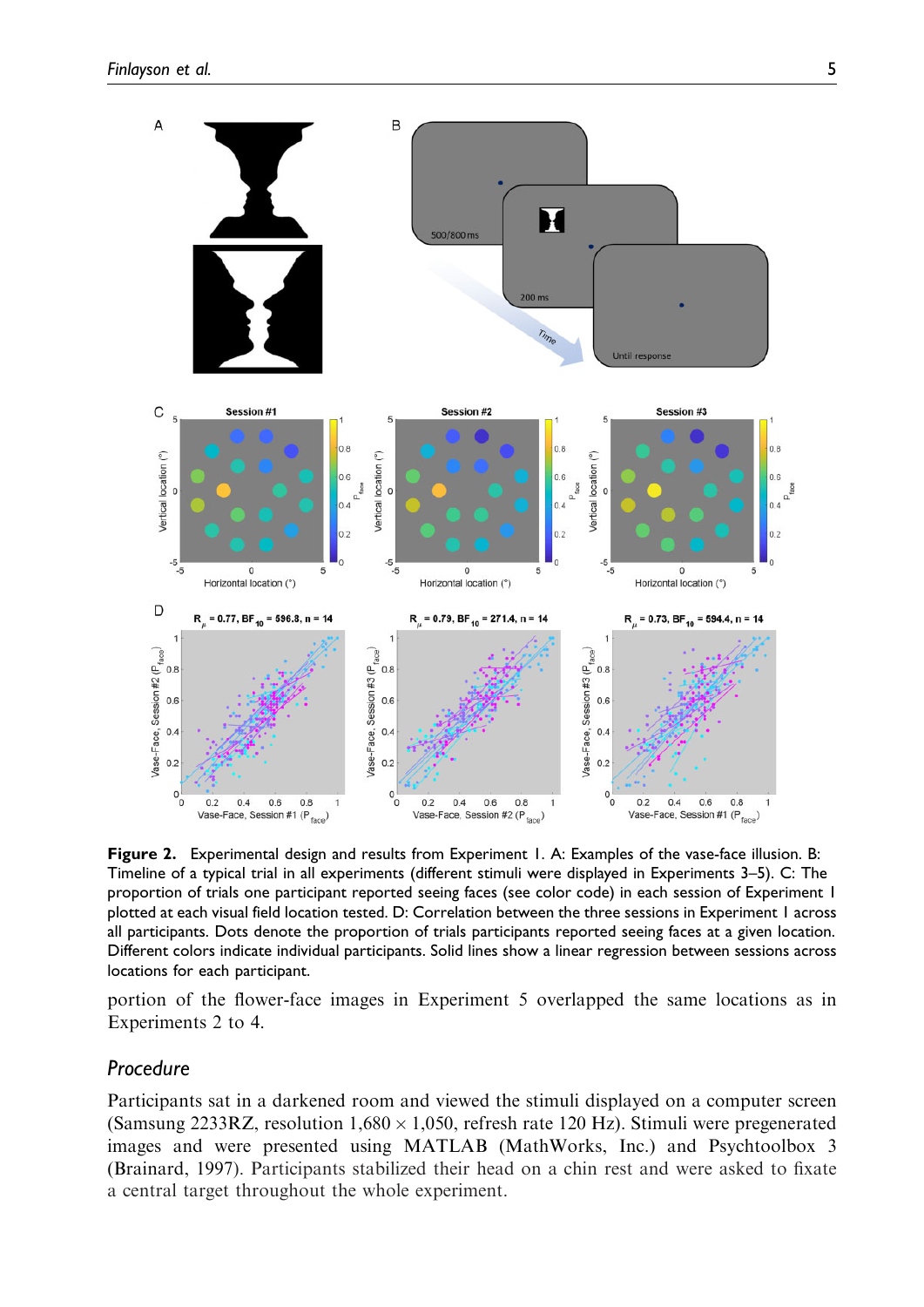A

B

500/800 ms

200 ms

Time

Until response

C

Session #1

Session #2

Session #3

Vertical location (°)

Horizontal location (°)

$P_{face}$

D

$R_\mu$ = 0.77, $BF_{10}$ = 596.8, n = 14

$R_\mu$ = 0.79, $BF_{10}$ = 271.4, n = 14

$R_\mu$ = 0.73, $BF_{10}$ = 594.4, n = 14

Vase-Face, Session #2 ($P_{face}$)

Vase-Face, Session #1 ($P_{face}$)

Vase-Face, Session #3 ($P_{face}$)

Vase-Face, Session #2 ($P_{face}$)

Vase-Face, Session #3 ($P_{face}$)

Vase-Face, Session #1 ($P_{face}$)

**Figure 2.** Experimental design and results from Experiment 1. A: Examples of the vase-face illusion. B: Timeline of a typical trial in all experiments (different stimuli were displayed in Experiments 3–5). C: The proportion of trials one participant reported seeing faces (see color code) in each session of Experiment 1 plotted at each visual field location tested. D: Correlation between the three sessions in Experiment 1 across all participants. Dots denote the proportion of trials participants reported seeing faces at a given location. Different colors indicate individual participants. Solid lines show a linear regression between sessions across locations for each participant.

portion of the flower-face images in Experiment 5 overlapped the same locations as in Experiments 2 to 4.

## Procedure

Participants sat in a darkened room and viewed the stimuli displayed on a computer screen (Samsung 2233RZ, resolution 1,680 × 1,050, refresh rate 120 Hz). Stimuli were pregenerated images and were presented using MATLAB (MathWorks, Inc.) and Psychtoolbox 3 (Brainard, 1997). Participants stabilized their head on a chin rest and were asked to fixate a central target throughout the whole experiment.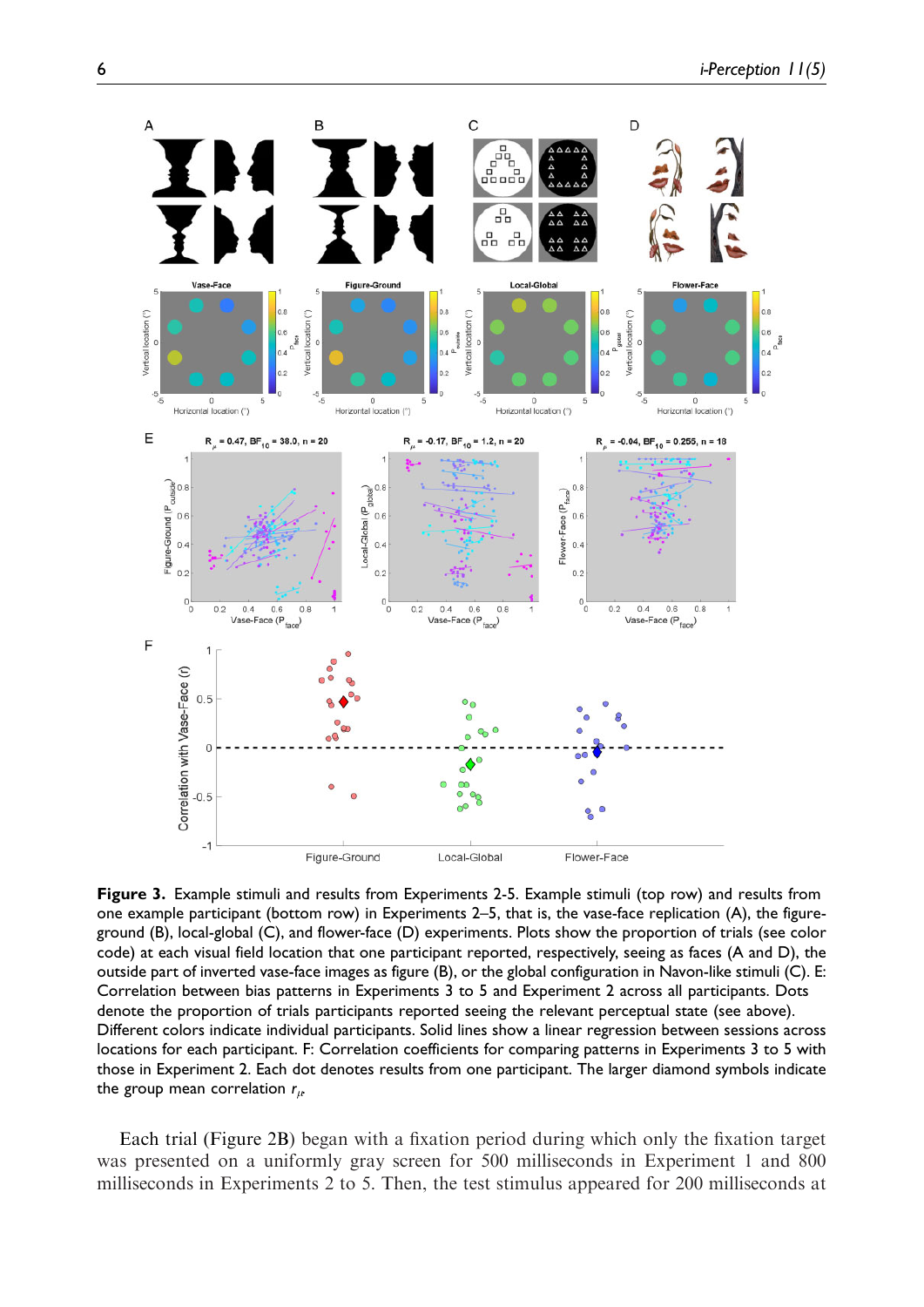A

B

C

D

Vase-Face

Figure-Ground

Local-Global

Flower-Face

Vertical location (°)

Horizontal location (°)

E

$R_\mu$ = 0.47, $BF_{10}$ = 38.0, n = 20

$R_\mu$ = -0.17, $BF_{10}$ = 1.2, n = 20

$R_\mu$ = -0.04, $BF_{10}$ = 0.255, n = 18

Figure-Ground ($P_{outside}$)

Local-Global ($P_{global}$)

Flower-Face ($P_{face}$)

Vase-Face ($P_{face}$)

F

Correlation with Vase-Face (r)

Figure-Ground

Local-Global

Flower-Face

**Figure 3.** Example stimuli and results from Experiments 2-5. Example stimuli (top row) and results from one example participant (bottom row) in Experiments 2–5, that is, the vase-face replication (A), the figure-ground (B), local-global (C), and flower-face (D) experiments. Plots show the proportion of trials (see color code) at each visual field location that one participant reported, respectively, seeing as faces (A and D), the outside part of inverted vase-face images as figure (B), or the global configuration in Navon-like stimuli (C). E: Correlation between bias patterns in Experiments 3 to 5 and Experiment 2 across all participants. Dots denote the proportion of trials participants reported seeing the relevant perceptual state (see above). Different colors indicate individual participants. Solid lines show a linear regression between sessions across locations for each participant. F: Correlation coefficients for comparing patterns in Experiments 3 to 5 with those in Experiment 2. Each dot denotes results from one participant. The larger diamond symbols indicate the group mean correlation $r_\mu$.

Each trial (Figure 2B) began with a fixation period during which only the fixation target was presented on a uniformly gray screen for 500 milliseconds in Experiment 1 and 800 milliseconds in Experiments 2 to 5. Then, the test stimulus appeared for 200 milliseconds at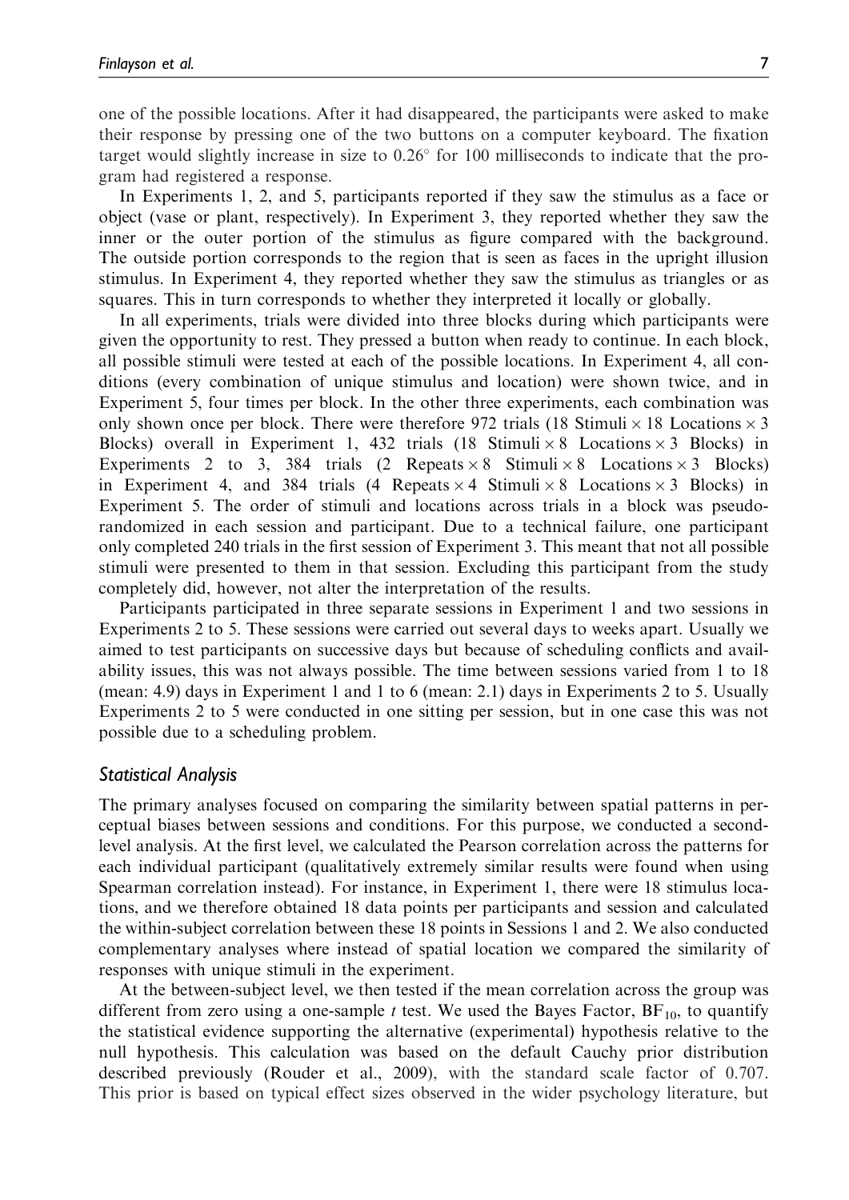one of the possible locations. After it had disappeared, the participants were asked to make their response by pressing one of the two buttons on a computer keyboard. The fixation target would slightly increase in size to 0.26° for 100 milliseconds to indicate that the program had registered a response.

In Experiments 1, 2, and 5, participants reported if they saw the stimulus as a face or object (vase or plant, respectively). In Experiment 3, they reported whether they saw the inner or the outer portion of the stimulus as figure compared with the background. The outside portion corresponds to the region that is seen as faces in the upright illusion stimulus. In Experiment 4, they reported whether they saw the stimulus as triangles or as squares. This in turn corresponds to whether they interpreted it locally or globally.

In all experiments, trials were divided into three blocks during which participants were given the opportunity to rest. They pressed a button when ready to continue. In each block, all possible stimuli were tested at each of the possible locations. In Experiment 4, all conditions (every combination of unique stimulus and location) were shown twice, and in Experiment 5, four times per block. In the other three experiments, each combination was only shown once per block. There were therefore 972 trials (18 Stimuli × 18 Locations × 3 Blocks) overall in Experiment 1, 432 trials (18 Stimuli × 8 Locations × 3 Blocks) in Experiments 2 to 3, 384 trials (2 Repeats × 8 Stimuli × 8 Locations × 3 Blocks) in Experiment 4, and 384 trials (4 Repeats × 4 Stimuli × 8 Locations × 3 Blocks) in Experiment 5. The order of stimuli and locations across trials in a block was pseudo-randomized in each session and participant. Due to a technical failure, one participant only completed 240 trials in the first session of Experiment 3. This meant that not all possible stimuli were presented to them in that session. Excluding this participant from the study completely did, however, not alter the interpretation of the results.

Participants participated in three separate sessions in Experiment 1 and two sessions in Experiments 2 to 5. These sessions were carried out several days to weeks apart. Usually we aimed to test participants on successive days but because of scheduling conflicts and availability issues, this was not always possible. The time between sessions varied from 1 to 18 (mean: 4.9) days in Experiment 1 and 1 to 6 (mean: 2.1) days in Experiments 2 to 5. Usually Experiments 2 to 5 were conducted in one sitting per session, but in one case this was not possible due to a scheduling problem.

### *Statistical Analysis*

The primary analyses focused on comparing the similarity between spatial patterns in perceptual biases between sessions and conditions. For this purpose, we conducted a second-level analysis. At the first level, we calculated the Pearson correlation across the patterns for each individual participant (qualitatively extremely similar results were found when using Spearman correlation instead). For instance, in Experiment 1, there were 18 stimulus locations, and we therefore obtained 18 data points per participants and session and calculated the within-subject correlation between these 18 points in Sessions 1 and 2. We also conducted complementary analyses where instead of spatial location we compared the similarity of responses with unique stimuli in the experiment.

At the between-subject level, we then tested if the mean correlation across the group was different from zero using a one-sample $t$ test. We used the Bayes Factor, $BF_{10}$, to quantify the statistical evidence supporting the alternative (experimental) hypothesis relative to the null hypothesis. This calculation was based on the default Cauchy prior distribution described previously (Rouder et al., 2009), with the standard scale factor of 0.707. This prior is based on typical effect sizes observed in the wider psychology literature, but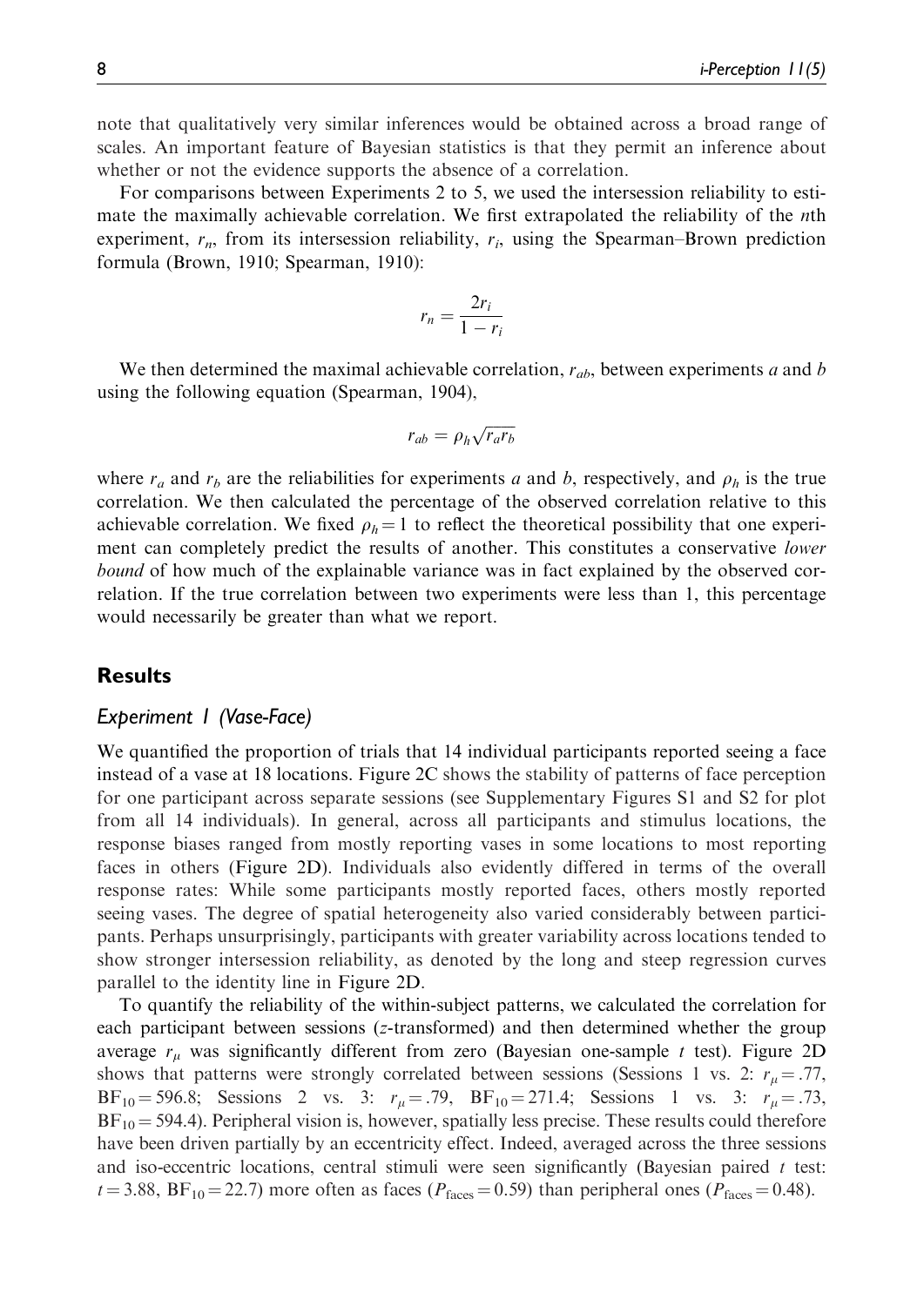note that qualitatively very similar inferences would be obtained across a broad range of scales. An important feature of Bayesian statistics is that they permit an inference about whether or not the evidence supports the absence of a correlation.

For comparisons between Experiments 2 to 5, we used the intersession reliability to estimate the maximally achievable correlation. We first extrapolated the reliability of the $n$th experiment, $r_n$, from its intersession reliability, $r_i$, using the Spearman–Brown prediction formula (Brown, 1910; Spearman, 1910):

$$r_n = \frac{2r_i}{1 - r_i}$$

We then determined the maximal achievable correlation, $r_{ab}$, between experiments $a$ and $b$ using the following equation (Spearman, 1904),

$$r_{ab} = \rho_h \sqrt{r_a r_b}$$

where $r_a$ and $r_b$ are the reliabilities for experiments $a$ and $b$, respectively, and $\rho_h$ is the true correlation. We then calculated the percentage of the observed correlation relative to this achievable correlation. We fixed $\rho_h = 1$ to reflect the theoretical possibility that one experiment can completely predict the results of another. This constitutes a conservative *lower bound* of how much of the explainable variance was in fact explained by the observed correlation. If the true correlation between two experiments were less than 1, this percentage would necessarily be greater than what we report.

## Results

### Experiment 1 (Vase-Face)

We quantified the proportion of trials that 14 individual participants reported seeing a face instead of a vase at 18 locations. Figure 2C shows the stability of patterns of face perception for one participant across separate sessions (see Supplementary Figures S1 and S2 for plot from all 14 individuals). In general, across all participants and stimulus locations, the response biases ranged from mostly reporting vases in some locations to most reporting faces in others (Figure 2D). Individuals also evidently differed in terms of the overall response rates: While some participants mostly reported faces, others mostly reported seeing vases. The degree of spatial heterogeneity also varied considerably between participants. Perhaps unsurprisingly, participants with greater variability across locations tended to show stronger intersession reliability, as denoted by the long and steep regression curves parallel to the identity line in Figure 2D.

To quantify the reliability of the within-subject patterns, we calculated the correlation for each participant between sessions ($z$-transformed) and then determined whether the group average $r_\mu$ was significantly different from zero (Bayesian one-sample $t$ test). Figure 2D shows that patterns were strongly correlated between sessions (Sessions 1 vs. 2: $r_\mu = .77$, $BF_{10} = 596.8$; Sessions 2 vs. 3: $r_\mu = .79$, $BF_{10} = 271.4$; Sessions 1 vs. 3: $r_\mu = .73$, $BF_{10} = 594.4$). Peripheral vision is, however, spatially less precise. These results could therefore have been driven partially by an eccentricity effect. Indeed, averaged across the three sessions and iso-eccentric locations, central stimuli were seen significantly (Bayesian paired $t$ test: $t = 3.88$, $BF_{10} = 22.7$) more often as faces ($P_{faces} = 0.59$) than peripheral ones ($P_{faces} = 0.48$).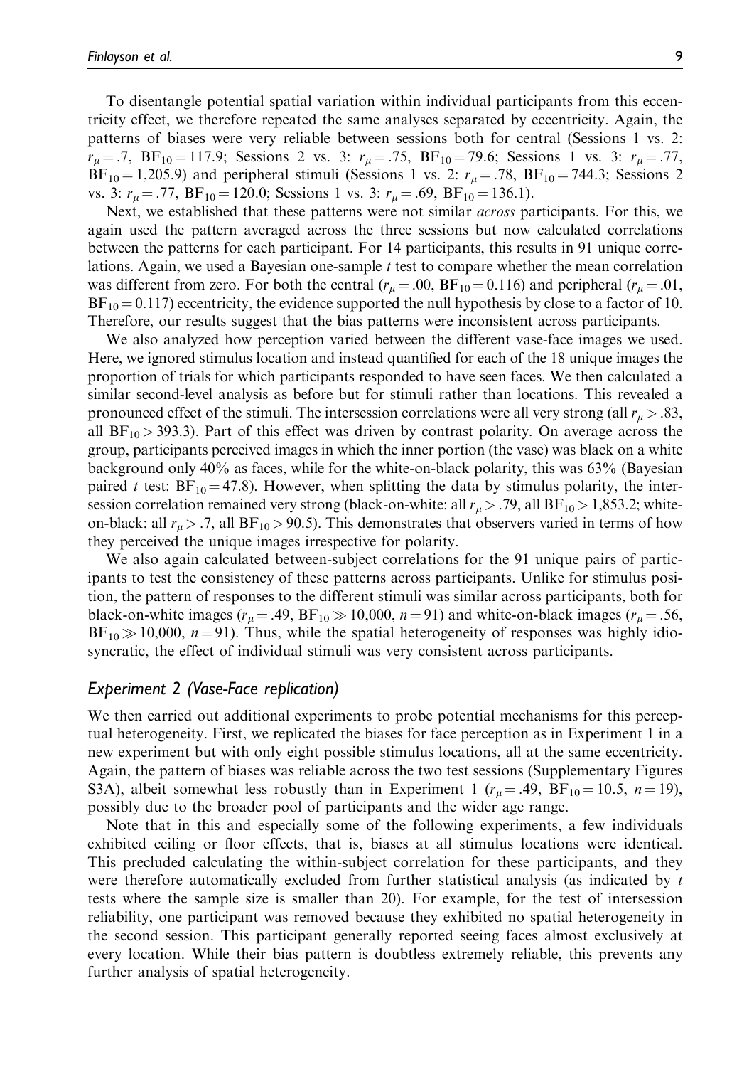To disentangle potential spatial variation within individual participants from this eccentricity effect, we therefore repeated the same analyses separated by eccentricity. Again, the patterns of biases were very reliable between sessions both for central (Sessions 1 vs. 2: $r_\mu = .7$, $BF_{10} = 117.9$; Sessions 2 vs. 3: $r_\mu = .75$, $BF_{10} = 79.6$; Sessions 1 vs. 3: $r_\mu = .77$, $BF_{10} = 1{,}205.9$) and peripheral stimuli (Sessions 1 vs. 2: $r_\mu = .78$, $BF_{10} = 744.3$; Sessions 2 vs. 3: $r_\mu = .77$, $BF_{10} = 120.0$; Sessions 1 vs. 3: $r_\mu = .69$, $BF_{10} = 136.1$).

Next, we established that these patterns were not similar *across* participants. For this, we again used the pattern averaged across the three sessions but now calculated correlations between the patterns for each participant. For 14 participants, this results in 91 unique correlations. Again, we used a Bayesian one-sample $t$ test to compare whether the mean correlation was different from zero. For both the central ($r_\mu = .00$, $BF_{10} = 0.116$) and peripheral ($r_\mu = .01$, $BF_{10} = 0.117$) eccentricity, the evidence supported the null hypothesis by close to a factor of 10. Therefore, our results suggest that the bias patterns were inconsistent across participants.

We also analyzed how perception varied between the different vase-face images we used. Here, we ignored stimulus location and instead quantified for each of the 18 unique images the proportion of trials for which participants responded to have seen faces. We then calculated a similar second-level analysis as before but for stimuli rather than locations. This revealed a pronounced effect of the stimuli. The intersession correlations were all very strong (all $r_\mu > .83$, all $BF_{10} > 393.3$). Part of this effect was driven by contrast polarity. On average across the group, participants perceived images in which the inner portion (the vase) was black on a white background only 40% as faces, while for the white-on-black polarity, this was 63% (Bayesian paired $t$ test: $BF_{10} = 47.8$). However, when splitting the data by stimulus polarity, the intersession correlation remained very strong (black-on-white: all $r_\mu > .79$, all $BF_{10} > 1{,}853.2$; white-on-black: all $r_\mu > .7$, all $BF_{10} > 90.5$). This demonstrates that observers varied in terms of how they perceived the unique images irrespective for polarity.

We also again calculated between-subject correlations for the 91 unique pairs of participants to test the consistency of these patterns across participants. Unlike for stimulus position, the pattern of responses to the different stimuli was similar across participants, both for black-on-white images ($r_\mu = .49$, $BF_{10} \gg 10{,}000$, $n = 91$) and white-on-black images ($r_\mu = .56$, $BF_{10} \gg 10{,}000$, $n = 91$). Thus, while the spatial heterogeneity of responses was highly idiosyncratic, the effect of individual stimuli was very consistent across participants.

### *Experiment 2 (Vase-Face replication)*

We then carried out additional experiments to probe potential mechanisms for this perceptual heterogeneity. First, we replicated the biases for face perception as in Experiment 1 in a new experiment but with only eight possible stimulus locations, all at the same eccentricity. Again, the pattern of biases was reliable across the two test sessions (Supplementary Figures S3A), albeit somewhat less robustly than in Experiment 1 ($r_\mu = .49$, $BF_{10} = 10.5$, $n = 19$), possibly due to the broader pool of participants and the wider age range.

Note that in this and especially some of the following experiments, a few individuals exhibited ceiling or floor effects, that is, biases at all stimulus locations were identical. This precluded calculating the within-subject correlation for these participants, and they were therefore automatically excluded from further statistical analysis (as indicated by $t$ tests where the sample size is smaller than 20). For example, for the test of intersession reliability, one participant was removed because they exhibited no spatial heterogeneity in the second session. This participant generally reported seeing faces almost exclusively at every location. While their bias pattern is doubtless extremely reliable, this prevents any further analysis of spatial heterogeneity.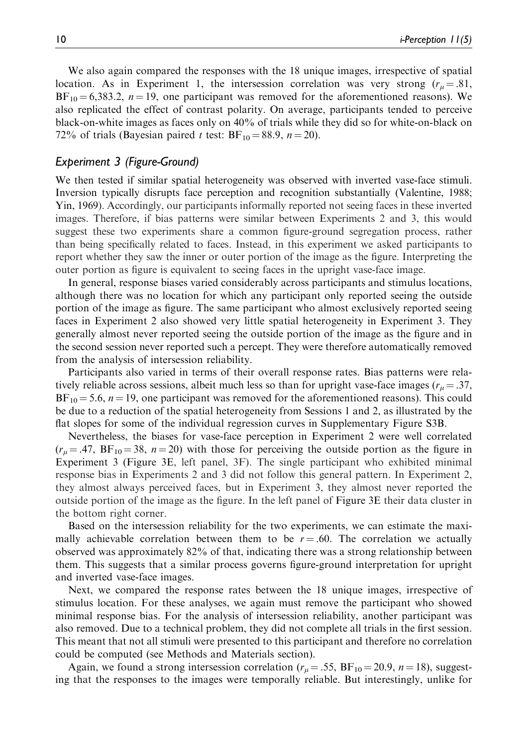We also again compared the responses with the 18 unique images, irrespective of spatial location. As in Experiment 1, the intersession correlation was very strong ($r_\mu = .81$, $BF_{10} = 6,383.2$, $n = 19$, one participant was removed for the aforementioned reasons). We also replicated the effect of contrast polarity. On average, participants tended to perceive black-on-white images as faces only on 40% of trials while they did so for white-on-black on 72% of trials (Bayesian paired $t$ test: $BF_{10} = 88.9$, $n = 20$).

## *Experiment 3 (Figure-Ground)*

We then tested if similar spatial heterogeneity was observed with inverted vase-face stimuli. Inversion typically disrupts face perception and recognition substantially (Valentine, 1988; Yin, 1969). Accordingly, our participants informally reported not seeing faces in these inverted images. Therefore, if bias patterns were similar between Experiments 2 and 3, this would suggest these two experiments share a common figure-ground segregation process, rather than being specifically related to faces. Instead, in this experiment we asked participants to report whether they saw the inner or outer portion of the image as the figure. Interpreting the outer portion as figure is equivalent to seeing faces in the upright vase-face image.

In general, response biases varied considerably across participants and stimulus locations, although there was no location for which any participant only reported seeing the outside portion of the image as figure. The same participant who almost exclusively reported seeing faces in Experiment 2 also showed very little spatial heterogeneity in Experiment 3. They generally almost never reported seeing the outside portion of the image as the figure and in the second session never reported such a percept. They were therefore automatically removed from the analysis of intersession reliability.

Participants also varied in terms of their overall response rates. Bias patterns were relatively reliable across sessions, albeit much less so than for upright vase-face images ($r_\mu = .37$, $BF_{10} = 5.6$, $n = 19$, one participant was removed for the aforementioned reasons). This could be due to a reduction of the spatial heterogeneity from Sessions 1 and 2, as illustrated by the flat slopes for some of the individual regression curves in Supplementary Figure S3B.

Nevertheless, the biases for vase-face perception in Experiment 2 were well correlated ($r_\mu = .47$, $BF_{10} = 38$, $n = 20$) with those for perceiving the outside portion as the figure in Experiment 3 (Figure 3E, left panel, 3F). The single participant who exhibited minimal response bias in Experiments 2 and 3 did not follow this general pattern. In Experiment 2, they almost always perceived faces, but in Experiment 3, they almost never reported the outside portion of the image as the figure. In the left panel of Figure 3E their data cluster in the bottom right corner.

Based on the intersession reliability for the two experiments, we can estimate the maximally achievable correlation between them to be $r = .60$. The correlation we actually observed was approximately 82% of that, indicating there was a strong relationship between them. This suggests that a similar process governs figure-ground interpretation for upright and inverted vase-face images.

Next, we compared the response rates between the 18 unique images, irrespective of stimulus location. For these analyses, we again must remove the participant who showed minimal response bias. For the analysis of intersession reliability, another participant was also removed. Due to a technical problem, they did not complete all trials in the first session. This meant that not all stimuli were presented to this participant and therefore no correlation could be computed (see Methods and Materials section).

Again, we found a strong intersession correlation ($r_\mu = .55$, $BF_{10} = 20.9$, $n = 18$), suggesting that the responses to the images were temporally reliable. But interestingly, unlike for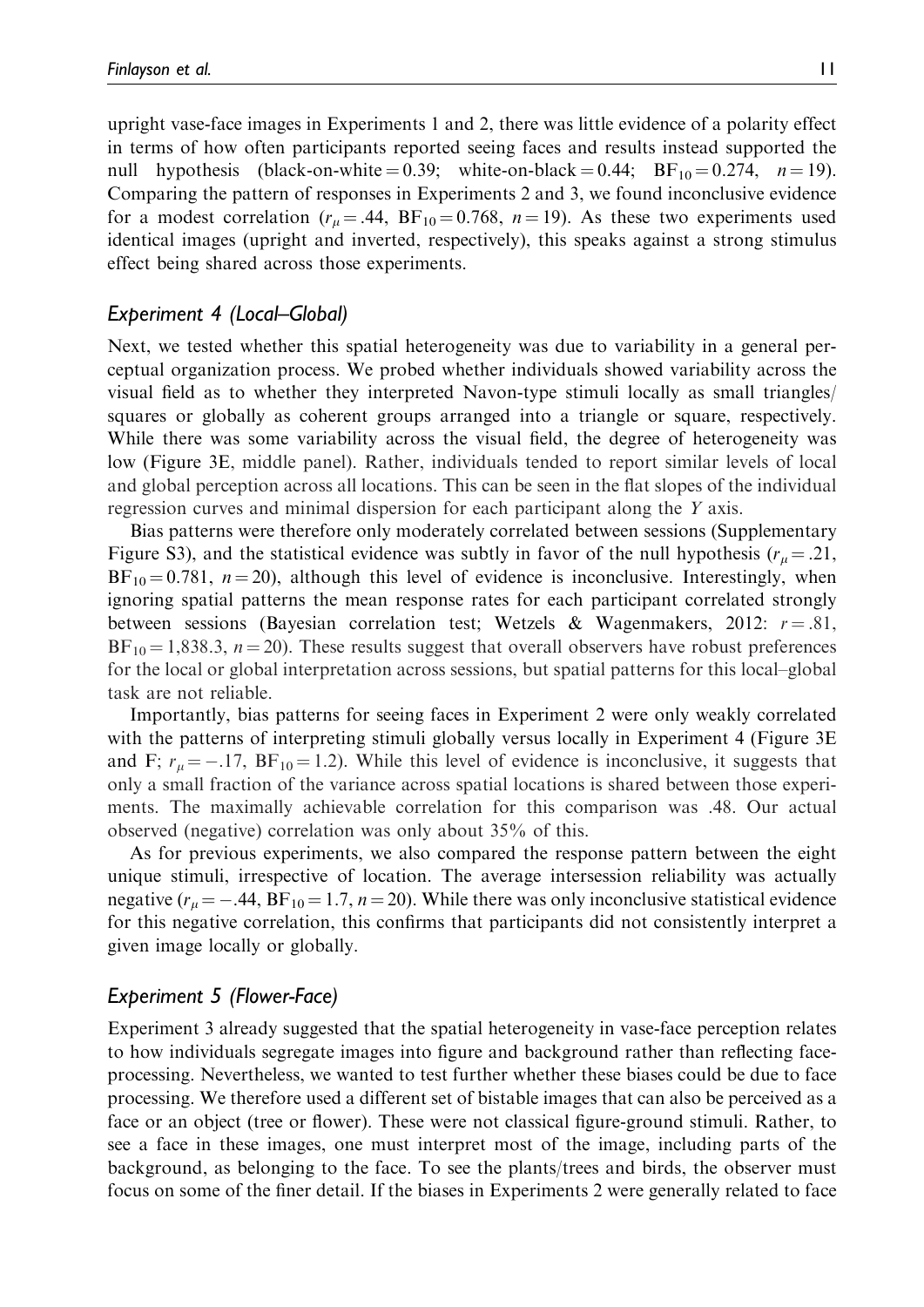upright vase-face images in Experiments 1 and 2, there was little evidence of a polarity effect in terms of how often participants reported seeing faces and results instead supported the null hypothesis (black-on-white = 0.39; white-on-black = 0.44; $BF_{10} = 0.274$, $n = 19$). Comparing the pattern of responses in Experiments 2 and 3, we found inconclusive evidence for a modest correlation ($r_\mu = .44$, $BF_{10} = 0.768$, $n = 19$). As these two experiments used identical images (upright and inverted, respectively), this speaks against a strong stimulus effect being shared across those experiments.

### Experiment 4 (Local–Global)

Next, we tested whether this spatial heterogeneity was due to variability in a general perceptual organization process. We probed whether individuals showed variability across the visual field as to whether they interpreted Navon-type stimuli locally as small triangles/squares or globally as coherent groups arranged into a triangle or square, respectively. While there was some variability across the visual field, the degree of heterogeneity was low (Figure 3E, middle panel). Rather, individuals tended to report similar levels of local and global perception across all locations. This can be seen in the flat slopes of the individual regression curves and minimal dispersion for each participant along the *Y* axis.

Bias patterns were therefore only moderately correlated between sessions (Supplementary Figure S3), and the statistical evidence was subtly in favor of the null hypothesis ($r_\mu = .21$, $BF_{10} = 0.781$, $n = 20$), although this level of evidence is inconclusive. Interestingly, when ignoring spatial patterns the mean response rates for each participant correlated strongly between sessions (Bayesian correlation test; Wetzels & Wagenmakers, 2012: $r = .81$, $BF_{10} = 1{,}838.3$, $n = 20$). These results suggest that overall observers have robust preferences for the local or global interpretation across sessions, but spatial patterns for this local–global task are not reliable.

Importantly, bias patterns for seeing faces in Experiment 2 were only weakly correlated with the patterns of interpreting stimuli globally versus locally in Experiment 4 (Figure 3E and F; $r_\mu = -.17$, $BF_{10} = 1.2$). While this level of evidence is inconclusive, it suggests that only a small fraction of the variance across spatial locations is shared between those experiments. The maximally achievable correlation for this comparison was .48. Our actual observed (negative) correlation was only about 35% of this.

As for previous experiments, we also compared the response pattern between the eight unique stimuli, irrespective of location. The average intersession reliability was actually negative ($r_\mu = -.44$, $BF_{10} = 1.7$, $n = 20$). While there was only inconclusive statistical evidence for this negative correlation, this confirms that participants did not consistently interpret a given image locally or globally.

### Experiment 5 (Flower-Face)

Experiment 3 already suggested that the spatial heterogeneity in vase-face perception relates to how individuals segregate images into figure and background rather than reflecting face-processing. Nevertheless, we wanted to test further whether these biases could be due to face processing. We therefore used a different set of bistable images that can also be perceived as a face or an object (tree or flower). These were not classical figure-ground stimuli. Rather, to see a face in these images, one must interpret most of the image, including parts of the background, as belonging to the face. To see the plants/trees and birds, the observer must focus on some of the finer detail. If the biases in Experiments 2 were generally related to face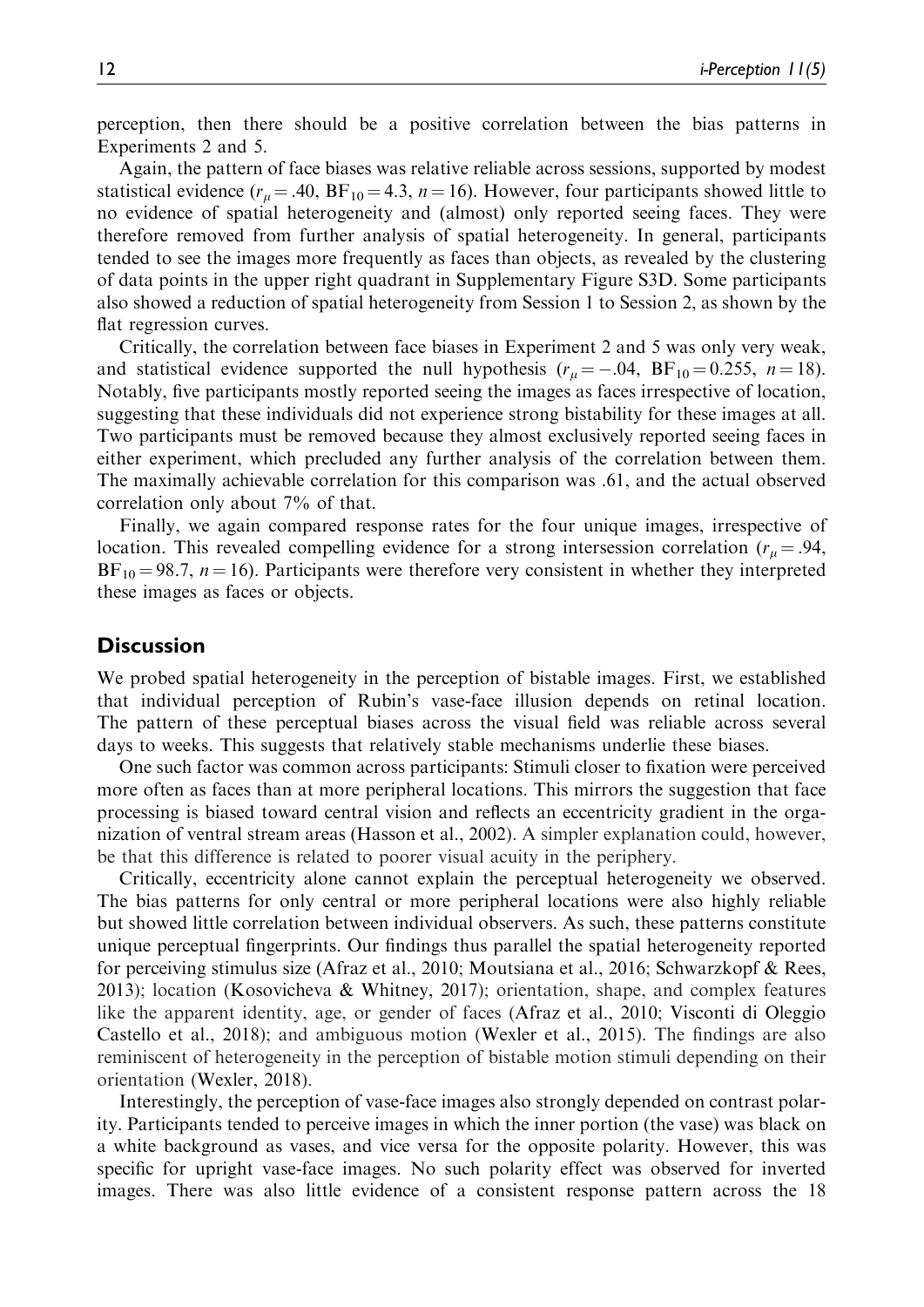perception, then there should be a positive correlation between the bias patterns in Experiments 2 and 5.

Again, the pattern of face biases was relative reliable across sessions, supported by modest statistical evidence ($r_\mu = .40$, $BF_{10} = 4.3$, $n = 16$). However, four participants showed little to no evidence of spatial heterogeneity and (almost) only reported seeing faces. They were therefore removed from further analysis of spatial heterogeneity. In general, participants tended to see the images more frequently as faces than objects, as revealed by the clustering of data points in the upper right quadrant in Supplementary Figure S3D. Some participants also showed a reduction of spatial heterogeneity from Session 1 to Session 2, as shown by the flat regression curves.

Critically, the correlation between face biases in Experiment 2 and 5 was only very weak, and statistical evidence supported the null hypothesis ($r_\mu = -.04$, $BF_{10} = 0.255$, $n = 18$). Notably, five participants mostly reported seeing the images as faces irrespective of location, suggesting that these individuals did not experience strong bistability for these images at all. Two participants must be removed because they almost exclusively reported seeing faces in either experiment, which precluded any further analysis of the correlation between them. The maximally achievable correlation for this comparison was .61, and the actual observed correlation only about 7% of that.

Finally, we again compared response rates for the four unique images, irrespective of location. This revealed compelling evidence for a strong intersession correlation ($r_\mu = .94$, $BF_{10} = 98.7$, $n = 16$). Participants were therefore very consistent in whether they interpreted these images as faces or objects.

## Discussion

We probed spatial heterogeneity in the perception of bistable images. First, we established that individual perception of Rubin's vase-face illusion depends on retinal location. The pattern of these perceptual biases across the visual field was reliable across several days to weeks. This suggests that relatively stable mechanisms underlie these biases.

One such factor was common across participants: Stimuli closer to fixation were perceived more often as faces than at more peripheral locations. This mirrors the suggestion that face processing is biased toward central vision and reflects an eccentricity gradient in the organization of ventral stream areas (Hasson et al., 2002). A simpler explanation could, however, be that this difference is related to poorer visual acuity in the periphery.

Critically, eccentricity alone cannot explain the perceptual heterogeneity we observed. The bias patterns for only central or more peripheral locations were also highly reliable but showed little correlation between individual observers. As such, these patterns constitute unique perceptual fingerprints. Our findings thus parallel the spatial heterogeneity reported for perceiving stimulus size (Afraz et al., 2010; Moutsiana et al., 2016; Schwarzkopf & Rees, 2013); location (Kosovicheva & Whitney, 2017); orientation, shape, and complex features like the apparent identity, age, or gender of faces (Afraz et al., 2010; Visconti di Oleggio Castello et al., 2018); and ambiguous motion (Wexler et al., 2015). The findings are also reminiscent of heterogeneity in the perception of bistable motion stimuli depending on their orientation (Wexler, 2018).

Interestingly, the perception of vase-face images also strongly depended on contrast polarity. Participants tended to perceive images in which the inner portion (the vase) was black on a white background as vases, and vice versa for the opposite polarity. However, this was specific for upright vase-face images. No such polarity effect was observed for inverted images. There was also little evidence of a consistent response pattern across the 18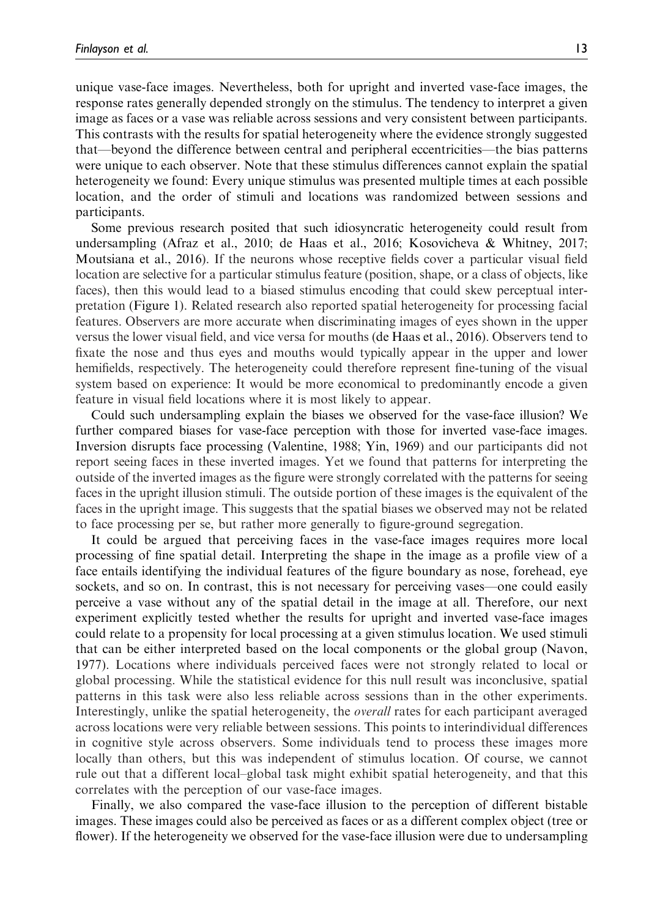unique vase-face images. Nevertheless, both for upright and inverted vase-face images, the response rates generally depended strongly on the stimulus. The tendency to interpret a given image as faces or a vase was reliable across sessions and very consistent between participants. This contrasts with the results for spatial heterogeneity where the evidence strongly suggested that—beyond the difference between central and peripheral eccentricities—the bias patterns were unique to each observer. Note that these stimulus differences cannot explain the spatial heterogeneity we found: Every unique stimulus was presented multiple times at each possible location, and the order of stimuli and locations was randomized between sessions and participants.

Some previous research posited that such idiosyncratic heterogeneity could result from undersampling (Afraz et al., 2010; de Haas et al., 2016; Kosovicheva & Whitney, 2017; Moutsiana et al., 2016). If the neurons whose receptive fields cover a particular visual field location are selective for a particular stimulus feature (position, shape, or a class of objects, like faces), then this would lead to a biased stimulus encoding that could skew perceptual interpretation (Figure 1). Related research also reported spatial heterogeneity for processing facial features. Observers are more accurate when discriminating images of eyes shown in the upper versus the lower visual field, and vice versa for mouths (de Haas et al., 2016). Observers tend to fixate the nose and thus eyes and mouths would typically appear in the upper and lower hemifields, respectively. The heterogeneity could therefore represent fine-tuning of the visual system based on experience: It would be more economical to predominantly encode a given feature in visual field locations where it is most likely to appear.

Could such undersampling explain the biases we observed for the vase-face illusion? We further compared biases for vase-face perception with those for inverted vase-face images. Inversion disrupts face processing (Valentine, 1988; Yin, 1969) and our participants did not report seeing faces in these inverted images. Yet we found that patterns for interpreting the outside of the inverted images as the figure were strongly correlated with the patterns for seeing faces in the upright illusion stimuli. The outside portion of these images is the equivalent of the faces in the upright image. This suggests that the spatial biases we observed may not be related to face processing per se, but rather more generally to figure-ground segregation.

It could be argued that perceiving faces in the vase-face images requires more local processing of fine spatial detail. Interpreting the shape in the image as a profile view of a face entails identifying the individual features of the figure boundary as nose, forehead, eye sockets, and so on. In contrast, this is not necessary for perceiving vases—one could easily perceive a vase without any of the spatial detail in the image at all. Therefore, our next experiment explicitly tested whether the results for upright and inverted vase-face images could relate to a propensity for local processing at a given stimulus location. We used stimuli that can be either interpreted based on the local components or the global group (Navon, 1977). Locations where individuals perceived faces were not strongly related to local or global processing. While the statistical evidence for this null result was inconclusive, spatial patterns in this task were also less reliable across sessions than in the other experiments. Interestingly, unlike the spatial heterogeneity, the *overall* rates for each participant averaged across locations were very reliable between sessions. This points to interindividual differences in cognitive style across observers. Some individuals tend to process these images more locally than others, but this was independent of stimulus location. Of course, we cannot rule out that a different local–global task might exhibit spatial heterogeneity, and that this correlates with the perception of our vase-face images.

Finally, we also compared the vase-face illusion to the perception of different bistable images. These images could also be perceived as faces or as a different complex object (tree or flower). If the heterogeneity we observed for the vase-face illusion were due to undersampling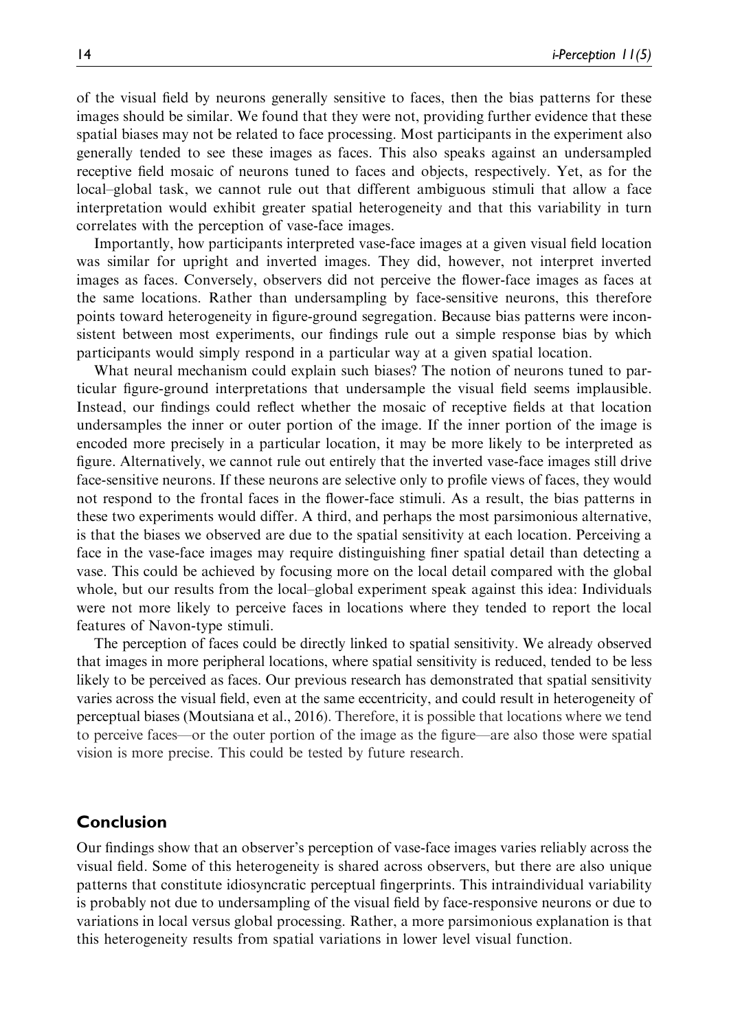of the visual field by neurons generally sensitive to faces, then the bias patterns for these images should be similar. We found that they were not, providing further evidence that these spatial biases may not be related to face processing. Most participants in the experiment also generally tended to see these images as faces. This also speaks against an undersampled receptive field mosaic of neurons tuned to faces and objects, respectively. Yet, as for the local–global task, we cannot rule out that different ambiguous stimuli that allow a face interpretation would exhibit greater spatial heterogeneity and that this variability in turn correlates with the perception of vase-face images.

Importantly, how participants interpreted vase-face images at a given visual field location was similar for upright and inverted images. They did, however, not interpret inverted images as faces. Conversely, observers did not perceive the flower-face images as faces at the same locations. Rather than undersampling by face-sensitive neurons, this therefore points toward heterogeneity in figure-ground segregation. Because bias patterns were inconsistent between most experiments, our findings rule out a simple response bias by which participants would simply respond in a particular way at a given spatial location.

What neural mechanism could explain such biases? The notion of neurons tuned to particular figure-ground interpretations that undersample the visual field seems implausible. Instead, our findings could reflect whether the mosaic of receptive fields at that location undersamples the inner or outer portion of the image. If the inner portion of the image is encoded more precisely in a particular location, it may be more likely to be interpreted as figure. Alternatively, we cannot rule out entirely that the inverted vase-face images still drive face-sensitive neurons. If these neurons are selective only to profile views of faces, they would not respond to the frontal faces in the flower-face stimuli. As a result, the bias patterns in these two experiments would differ. A third, and perhaps the most parsimonious alternative, is that the biases we observed are due to the spatial sensitivity at each location. Perceiving a face in the vase-face images may require distinguishing finer spatial detail than detecting a vase. This could be achieved by focusing more on the local detail compared with the global whole, but our results from the local–global experiment speak against this idea: Individuals were not more likely to perceive faces in locations where they tended to report the local features of Navon-type stimuli.

The perception of faces could be directly linked to spatial sensitivity. We already observed that images in more peripheral locations, where spatial sensitivity is reduced, tended to be less likely to be perceived as faces. Our previous research has demonstrated that spatial sensitivity varies across the visual field, even at the same eccentricity, and could result in heterogeneity of perceptual biases (Moutsiana et al., 2016). Therefore, it is possible that locations where we tend to perceive faces—or the outer portion of the image as the figure—are also those were spatial vision is more precise. This could be tested by future research.

## Conclusion

Our findings show that an observer's perception of vase-face images varies reliably across the visual field. Some of this heterogeneity is shared across observers, but there are also unique patterns that constitute idiosyncratic perceptual fingerprints. This intraindividual variability is probably not due to undersampling of the visual field by face-responsive neurons or due to variations in local versus global processing. Rather, a more parsimonious explanation is that this heterogeneity results from spatial variations in lower level visual function.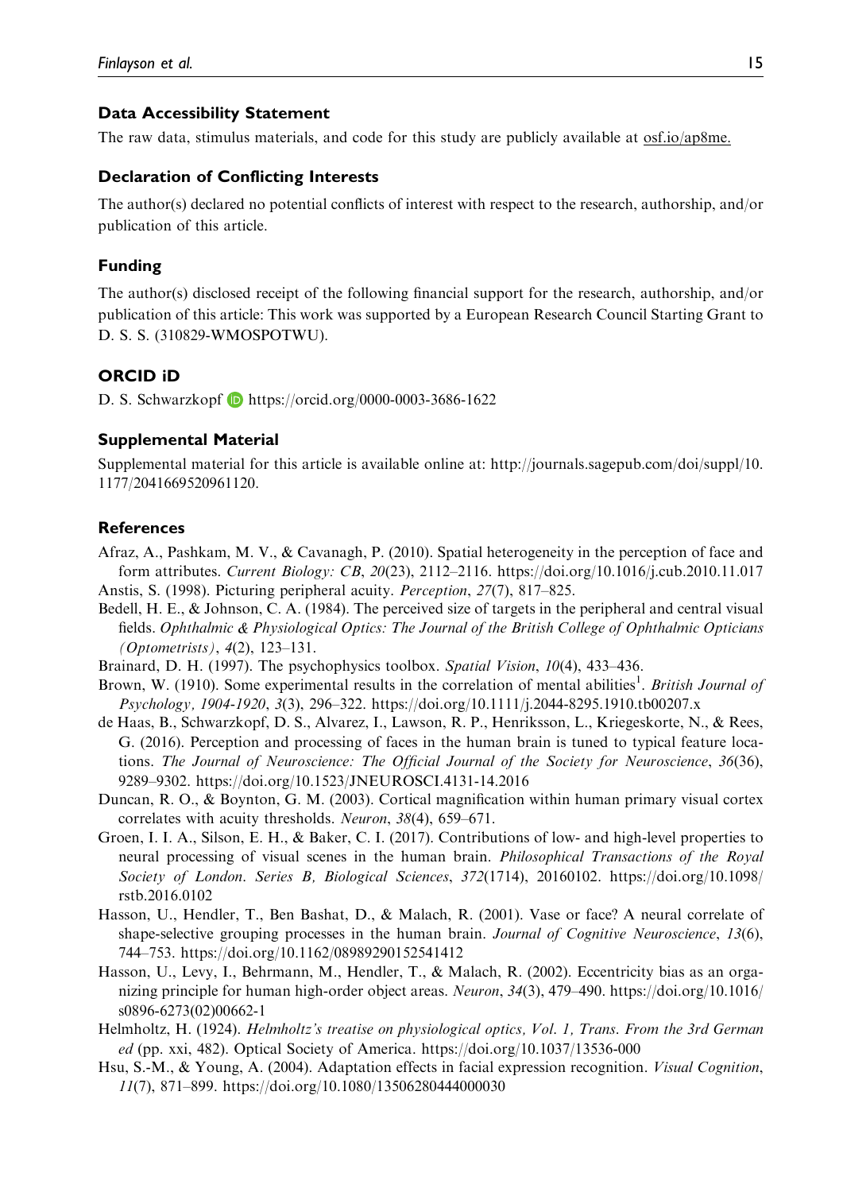## Data Accessibility Statement

The raw data, stimulus materials, and code for this study are publicly available at osf.io/ap8me.

## Declaration of Conflicting Interests

The author(s) declared no potential conflicts of interest with respect to the research, authorship, and/or publication of this article.

## Funding

The author(s) disclosed receipt of the following financial support for the research, authorship, and/or publication of this article: This work was supported by a European Research Council Starting Grant to D. S. S. (310829-WMOSPOTWU).

## ORCID iD

D. S. Schwarzkopf https://orcid.org/0000-0003-3686-1622

## Supplemental Material

Supplemental material for this article is available online at: http://journals.sagepub.com/doi/suppl/10.1177/2041669520961120.

## References

Afraz, A., Pashkam, M. V., & Cavanagh, P. (2010). Spatial heterogeneity in the perception of face and form attributes. *Current Biology: CB*, *20*(23), 2112–2116. https://doi.org/10.1016/j.cub.2010.11.017

Anstis, S. (1998). Picturing peripheral acuity. *Perception*, *27*(7), 817–825.

Bedell, H. E., & Johnson, C. A. (1984). The perceived size of targets in the peripheral and central visual fields. *Ophthalmic & Physiological Optics: The Journal of the British College of Ophthalmic Opticians (Optometrists)*, *4*(2), 123–131.

Brainard, D. H. (1997). The psychophysics toolbox. *Spatial Vision*, *10*(4), 433–436.

Brown, W. (1910). Some experimental results in the correlation of mental abilities[1]. *British Journal of Psychology, 1904-1920*, *3*(3), 296–322. https://doi.org/10.1111/j.2044-8295.1910.tb00207.x

de Haas, B., Schwarzkopf, D. S., Alvarez, I., Lawson, R. P., Henriksson, L., Kriegeskorte, N., & Rees, G. (2016). Perception and processing of faces in the human brain is tuned to typical feature locations. *The Journal of Neuroscience: The Official Journal of the Society for Neuroscience*, *36*(36), 9289–9302. https://doi.org/10.1523/JNEUROSCI.4131-14.2016

Duncan, R. O., & Boynton, G. M. (2003). Cortical magnification within human primary visual cortex correlates with acuity thresholds. *Neuron*, *38*(4), 659–671.

Groen, I. I. A., Silson, E. H., & Baker, C. I. (2017). Contributions of low- and high-level properties to neural processing of visual scenes in the human brain. *Philosophical Transactions of the Royal Society of London. Series B, Biological Sciences*, *372*(1714), 20160102. https://doi.org/10.1098/rstb.2016.0102

Hasson, U., Hendler, T., Ben Bashat, D., & Malach, R. (2001). Vase or face? A neural correlate of shape-selective grouping processes in the human brain. *Journal of Cognitive Neuroscience*, *13*(6), 744–753. https://doi.org/10.1162/08989290152541412

Hasson, U., Levy, I., Behrmann, M., Hendler, T., & Malach, R. (2002). Eccentricity bias as an organizing principle for human high-order object areas. *Neuron*, *34*(3), 479–490. https://doi.org/10.1016/s0896-6273(02)00662-1

Helmholtz, H. (1924). *Helmholtz's treatise on physiological optics, Vol. 1, Trans. From the 3rd German ed* (pp. xxi, 482). Optical Society of America. https://doi.org/10.1037/13536-000

Hsu, S.-M., & Young, A. (2004). Adaptation effects in facial expression recognition. *Visual Cognition*, *11*(7), 871–899. https://doi.org/10.1080/13506280444000030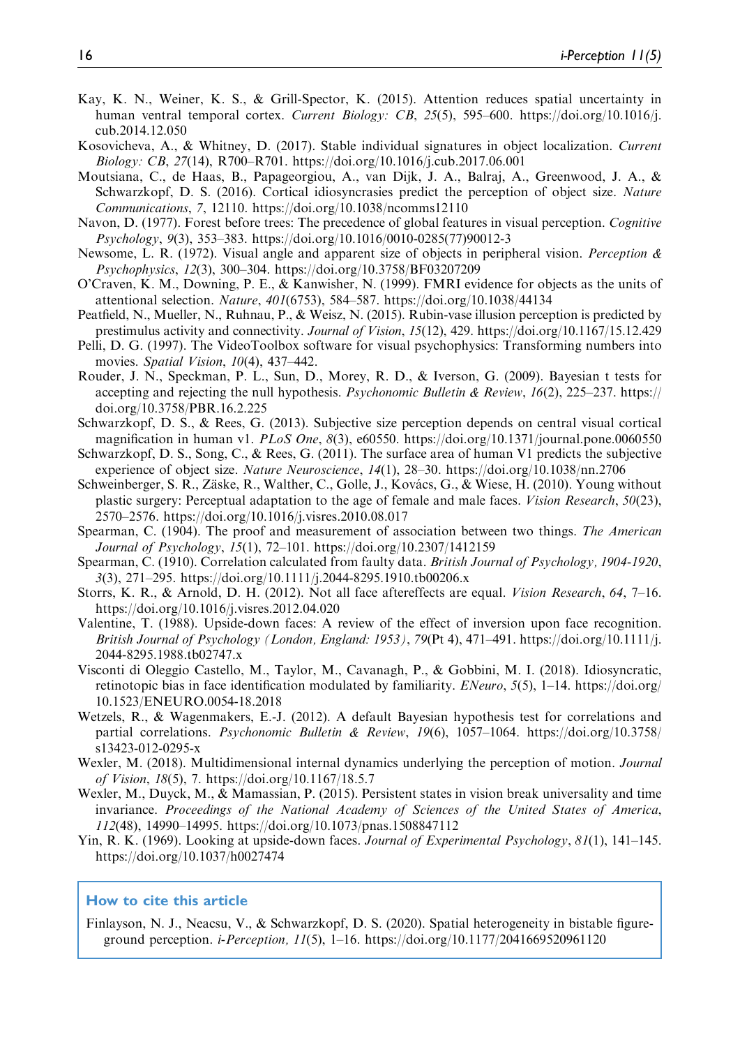Kay, K. N., Weiner, K. S., & Grill-Spector, K. (2015). Attention reduces spatial uncertainty in human ventral temporal cortex. *Current Biology: CB*, *25*(5), 595–600. https://doi.org/10.1016/j.cub.2014.12.050

Kosovicheva, A., & Whitney, D. (2017). Stable individual signatures in object localization. *Current Biology: CB*, *27*(14), R700–R701. https://doi.org/10.1016/j.cub.2017.06.001

Moutsiana, C., de Haas, B., Papageorgiou, A., van Dijk, J. A., Balraj, A., Greenwood, J. A., & Schwarzkopf, D. S. (2016). Cortical idiosyncrasies predict the perception of object size. *Nature Communications*, *7*, 12110. https://doi.org/10.1038/ncomms12110

Navon, D. (1977). Forest before trees: The precedence of global features in visual perception. *Cognitive Psychology*, *9*(3), 353–383. https://doi.org/10.1016/0010-0285(77)90012-3

Newsome, L. R. (1972). Visual angle and apparent size of objects in peripheral vision. *Perception & Psychophysics*, *12*(3), 300–304. https://doi.org/10.3758/BF03207209

O'Craven, K. M., Downing, P. E., & Kanwisher, N. (1999). FMRI evidence for objects as the units of attentional selection. *Nature*, *401*(6753), 584–587. https://doi.org/10.1038/44134

Peatfield, N., Mueller, N., Ruhnau, P., & Weisz, N. (2015). Rubin-vase illusion perception is predicted by prestimulus activity and connectivity. *Journal of Vision*, *15*(12), 429. https://doi.org/10.1167/15.12.429

Pelli, D. G. (1997). The VideoToolbox software for visual psychophysics: Transforming numbers into movies. *Spatial Vision*, *10*(4), 437–442.

Rouder, J. N., Speckman, P. L., Sun, D., Morey, R. D., & Iverson, G. (2009). Bayesian t tests for accepting and rejecting the null hypothesis. *Psychonomic Bulletin & Review*, *16*(2), 225–237. https://doi.org/10.3758/PBR.16.2.225

Schwarzkopf, D. S., & Rees, G. (2013). Subjective size perception depends on central visual cortical magnification in human v1. *PLoS One*, *8*(3), e60550. https://doi.org/10.1371/journal.pone.0060550

Schwarzkopf, D. S., Song, C., & Rees, G. (2011). The surface area of human V1 predicts the subjective experience of object size. *Nature Neuroscience*, *14*(1), 28–30. https://doi.org/10.1038/nn.2706

Schweinberger, S. R., Zäske, R., Walther, C., Golle, J., Kovács, G., & Wiese, H. (2010). Young without plastic surgery: Perceptual adaptation to the age of female and male faces. *Vision Research*, *50*(23), 2570–2576. https://doi.org/10.1016/j.visres.2010.08.017

Spearman, C. (1904). The proof and measurement of association between two things. *The American Journal of Psychology*, *15*(1), 72–101. https://doi.org/10.2307/1412159

Spearman, C. (1910). Correlation calculated from faulty data. *British Journal of Psychology, 1904-1920*, *3*(3), 271–295. https://doi.org/10.1111/j.2044-8295.1910.tb00206.x

Storrs, K. R., & Arnold, D. H. (2012). Not all face aftereffects are equal. *Vision Research*, *64*, 7–16. https://doi.org/10.1016/j.visres.2012.04.020

Valentine, T. (1988). Upside-down faces: A review of the effect of inversion upon face recognition. *British Journal of Psychology (London, England: 1953)*, *79*(Pt 4), 471–491. https://doi.org/10.1111/j.2044-8295.1988.tb02747.x

Visconti di Oleggio Castello, M., Taylor, M., Cavanagh, P., & Gobbini, M. I. (2018). Idiosyncratic, retinotopic bias in face identification modulated by familiarity. *ENeuro*, *5*(5), 1–14. https://doi.org/10.1523/ENEURO.0054-18.2018

Wetzels, R., & Wagenmakers, E.-J. (2012). A default Bayesian hypothesis test for correlations and partial correlations. *Psychonomic Bulletin & Review*, *19*(6), 1057–1064. https://doi.org/10.3758/s13423-012-0295-x

Wexler, M. (2018). Multidimensional internal dynamics underlying the perception of motion. *Journal of Vision*, *18*(5), 7. https://doi.org/10.1167/18.5.7

Wexler, M., Duyck, M., & Mamassian, P. (2015). Persistent states in vision break universality and time invariance. *Proceedings of the National Academy of Sciences of the United States of America*, *112*(48), 14990–14995. https://doi.org/10.1073/pnas.1508847112

Yin, R. K. (1969). Looking at upside-down faces. *Journal of Experimental Psychology*, *81*(1), 141–145. https://doi.org/10.1037/h0027474

## How to cite this article

Finlayson, N. J., Neacsu, V., & Schwarzkopf, D. S. (2020). Spatial heterogeneity in bistable figure-ground perception. *i-Perception, 11*(5), 1–16. https://doi.org/10.1177/2041669520961120